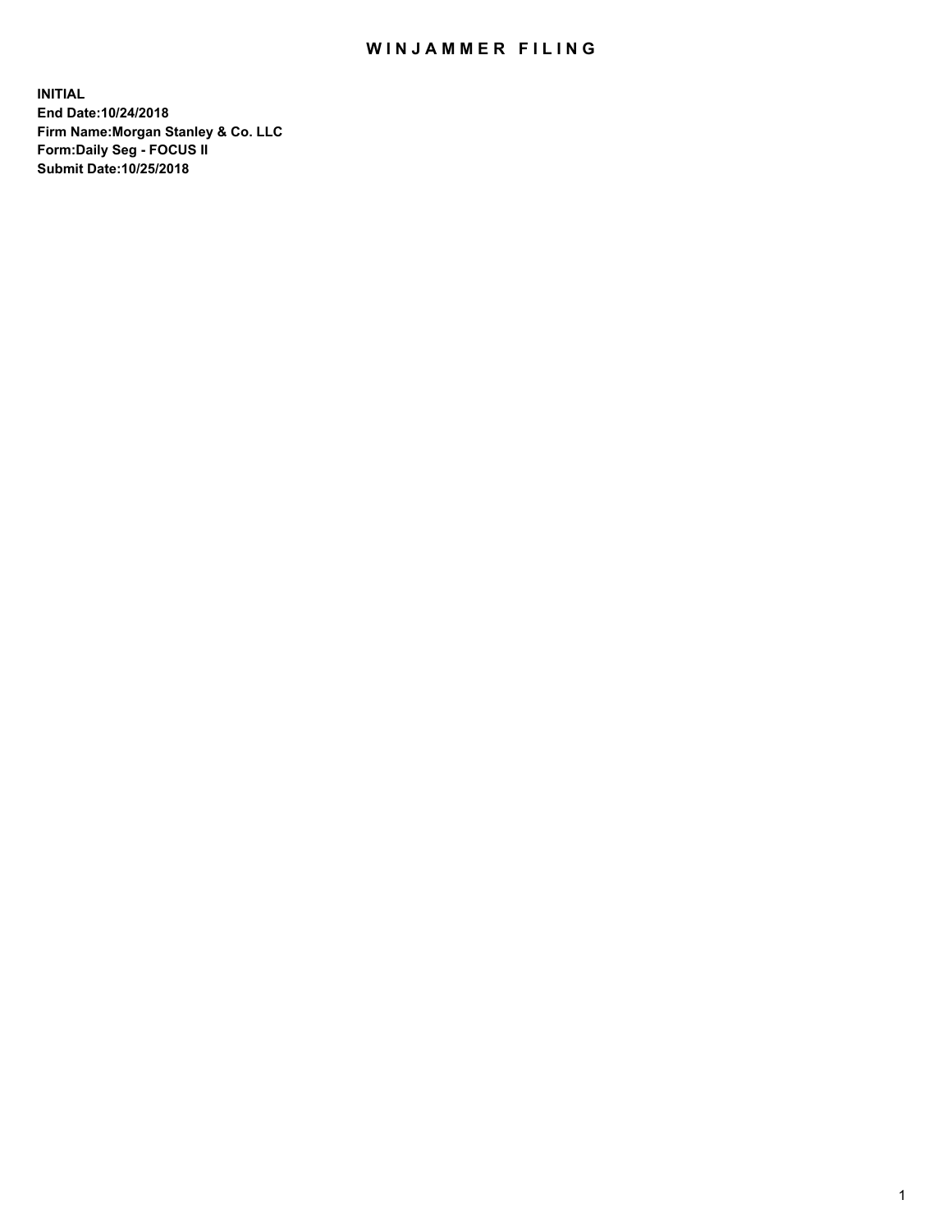# WINJAMMER FILING

**INITIAL**
**End Date:10/24/2018**
**Firm Name:Morgan Stanley & Co. LLC**
**Form:Daily Seg - FOCUS II**
**Submit Date:10/25/2018**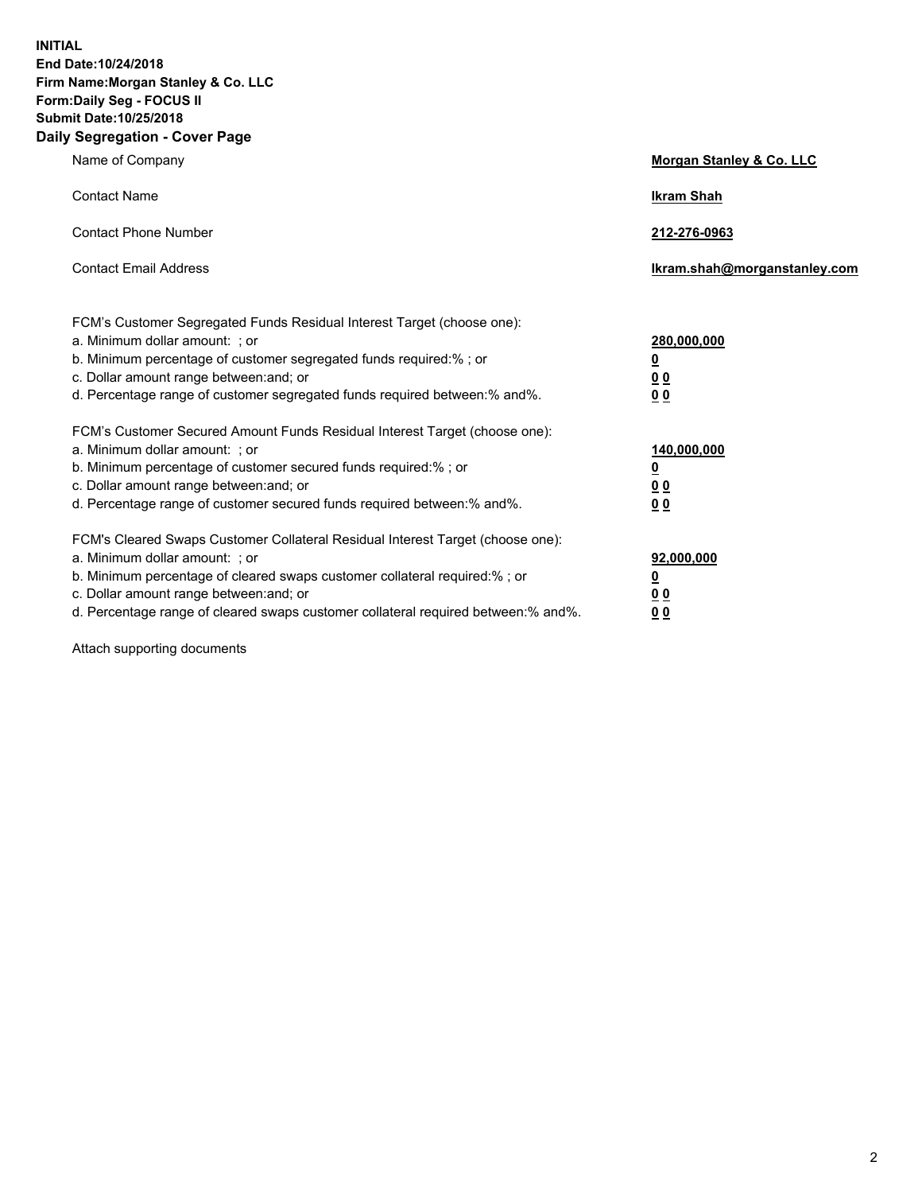**INITIAL**
**End Date:10/24/2018**
**Firm Name:Morgan Stanley & Co. LLC**
**Form:Daily Seg - FOCUS II**
**Submit Date:10/25/2018**

## Daily Segregation - Cover Page

| | |
|---|---|
| Name of Company | **Morgan Stanley & Co. LLC** |
| Contact Name | **Ikram Shah** |
| Contact Phone Number | **212-276-0963** |
| Contact Email Address | **Ikram.shah@morganstanley.com** |

| | |
|---|---|
| FCM's Customer Segregated Funds Residual Interest Target (choose one): | |
| a. Minimum dollar amount: ; or | **280,000,000** |
| b. Minimum percentage of customer segregated funds required:% ; or | **0** |
| c. Dollar amount range between:and; or | **0 0** |
| d. Percentage range of customer segregated funds required between:% and%. | **0 0** |
| FCM's Customer Secured Amount Funds Residual Interest Target (choose one): | |
| a. Minimum dollar amount: ; or | **140,000,000** |
| b. Minimum percentage of customer secured funds required:% ; or | **0** |
| c. Dollar amount range between:and; or | **0 0** |
| d. Percentage range of customer secured funds required between:% and%. | **0 0** |
| FCM's Cleared Swaps Customer Collateral Residual Interest Target (choose one): | |
| a. Minimum dollar amount: ; or | **92,000,000** |
| b. Minimum percentage of cleared swaps customer collateral required:% ; or | **0** |
| c. Dollar amount range between:and; or | **0 0** |
| d. Percentage range of cleared swaps customer collateral required between:% and%. | **0 0** |

Attach supporting documents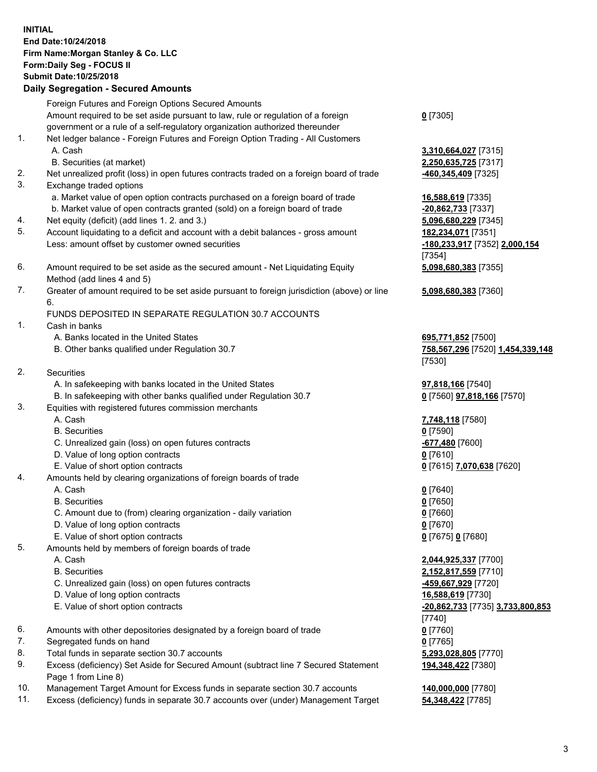**INITIAL**
**End Date:10/24/2018**
**Firm Name:Morgan Stanley & Co. LLC**
**Form:Daily Seg - FOCUS II**
**Submit Date:10/25/2018**
**Daily Segregation - Secured Amounts**

| | | |
|---|---|---|
| | Foreign Futures and Foreign Options Secured Amounts | |
| | Amount required to be set aside pursuant to law, rule or regulation of a foreign government or a rule of a self-regulatory organization authorized thereunder | **0** [7305] |
| 1. | Net ledger balance - Foreign Futures and Foreign Option Trading - All Customers | |
| | A. Cash | **3,310,664,027** [7315] |
| | B. Securities (at market) | **2,250,635,725** [7317] |
| 2. | Net unrealized profit (loss) in open futures contracts traded on a foreign board of trade | **-460,345,409** [7325] |
| 3. | Exchange traded options | |
| | a. Market value of open option contracts purchased on a foreign board of trade | **16,588,619** [7335] |
| | b. Market value of open contracts granted (sold) on a foreign board of trade | **-20,862,733** [7337] |
| 4. | Net equity (deficit) (add lines 1. 2. and 3.) | **5,096,680,229** [7345] |
| 5. | Account liquidating to a deficit and account with a debit balances - gross amount | **182,234,071** [7351] |
| | Less: amount offset by customer owned securities | **-180,233,917** [7352] **2,000,154** [7354] |
| 6. | Amount required to be set aside as the secured amount - Net Liquidating Equity Method (add lines 4 and 5) | **5,098,680,383** [7355] |
| 7. | Greater of amount required to be set aside pursuant to foreign jurisdiction (above) or line 6. | **5,098,680,383** [7360] |
| | FUNDS DEPOSITED IN SEPARATE REGULATION 30.7 ACCOUNTS | |
| 1. | Cash in banks | |
| | A. Banks located in the United States | **695,771,852** [7500] |
| | B. Other banks qualified under Regulation 30.7 | **758,567,296** [7520] **1,454,339,148** [7530] |
| 2. | Securities | |
| | A. In safekeeping with banks located in the United States | **97,818,166** [7540] |
| | B. In safekeeping with other banks qualified under Regulation 30.7 | **0** [7560] **97,818,166** [7570] |
| 3. | Equities with registered futures commission merchants | |
| | A. Cash | **7,748,118** [7580] |
| | B. Securities | **0** [7590] |
| | C. Unrealized gain (loss) on open futures contracts | **-677,480** [7600] |
| | D. Value of long option contracts | **0** [7610] |
| | E. Value of short option contracts | **0** [7615] **7,070,638** [7620] |
| 4. | Amounts held by clearing organizations of foreign boards of trade | |
| | A. Cash | **0** [7640] |
| | B. Securities | **0** [7650] |
| | C. Amount due to (from) clearing organization - daily variation | **0** [7660] |
| | D. Value of long option contracts | **0** [7670] |
| | E. Value of short option contracts | **0** [7675] **0** [7680] |
| 5. | Amounts held by members of foreign boards of trade | |
| | A. Cash | **2,044,925,337** [7700] |
| | B. Securities | **2,152,817,559** [7710] |
| | C. Unrealized gain (loss) on open futures contracts | **-459,667,929** [7720] |
| | D. Value of long option contracts | **16,588,619** [7730] |
| | E. Value of short option contracts | **-20,862,733** [7735] **3,733,800,853** [7740] |
| 6. | Amounts with other depositories designated by a foreign board of trade | **0** [7760] |
| 7. | Segregated funds on hand | **0** [7765] |
| 8. | Total funds in separate section 30.7 accounts | **5,293,028,805** [7770] |
| 9. | Excess (deficiency) Set Aside for Secured Amount (subtract line 7 Secured Statement Page 1 from Line 8) | **194,348,422** [7380] |
| 10. | Management Target Amount for Excess funds in separate section 30.7 accounts | **140,000,000** [7780] |
| 11. | Excess (deficiency) funds in separate 30.7 accounts over (under) Management Target | **54,348,422** [7785] |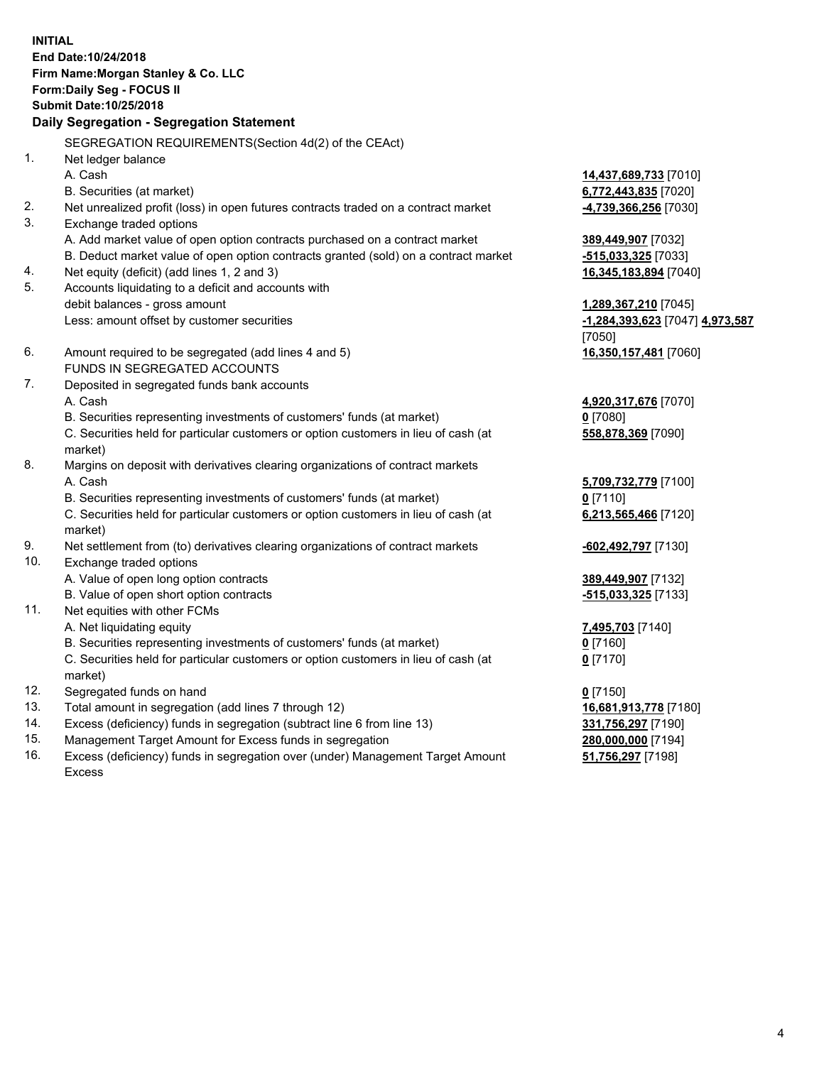**INITIAL**
**End Date:10/24/2018**
**Firm Name:Morgan Stanley & Co. LLC**
**Form:Daily Seg - FOCUS II**
**Submit Date:10/25/2018**

### Daily Segregation - Segregation Statement

SEGREGATION REQUIREMENTS(Section 4d(2) of the CEAct)

| | | |
|---|---|---|
| 1. | Net ledger balance | |
| | A. Cash | **14,437,689,733** [7010] |
| | B. Securities (at market) | **6,772,443,835** [7020] |
| 2. | Net unrealized profit (loss) in open futures contracts traded on a contract market | **-4,739,366,256** [7030] |
| 3. | Exchange traded options | |
| | A. Add market value of open option contracts purchased on a contract market | **389,449,907** [7032] |
| | B. Deduct market value of open option contracts granted (sold) on a contract market | **-515,033,325** [7033] |
| 4. | Net equity (deficit) (add lines 1, 2 and 3) | **16,345,183,894** [7040] |
| 5. | Accounts liquidating to a deficit and accounts with debit balances - gross amount | **1,289,367,210** [7045] |
| | Less: amount offset by customer securities | **-1,284,393,623** [7047] **4,973,587** [7050] |
| 6. | Amount required to be segregated (add lines 4 and 5) | **16,350,157,481** [7060] |
| | FUNDS IN SEGREGATED ACCOUNTS | |
| 7. | Deposited in segregated funds bank accounts | |
| | A. Cash | **4,920,317,676** [7070] |
| | B. Securities representing investments of customers' funds (at market) | **0** [7080] |
| | C. Securities held for particular customers or option customers in lieu of cash (at market) | **558,878,369** [7090] |
| 8. | Margins on deposit with derivatives clearing organizations of contract markets | |
| | A. Cash | **5,709,732,779** [7100] |
| | B. Securities representing investments of customers' funds (at market) | **0** [7110] |
| | C. Securities held for particular customers or option customers in lieu of cash (at market) | **6,213,565,466** [7120] |
| 9. | Net settlement from (to) derivatives clearing organizations of contract markets | **-602,492,797** [7130] |
| 10. | Exchange traded options | |
| | A. Value of open long option contracts | **389,449,907** [7132] |
| | B. Value of open short option contracts | **-515,033,325** [7133] |
| 11. | Net equities with other FCMs | |
| | A. Net liquidating equity | **7,495,703** [7140] |
| | B. Securities representing investments of customers' funds (at market) | **0** [7160] |
| | C. Securities held for particular customers or option customers in lieu of cash (at market) | **0** [7170] |
| 12. | Segregated funds on hand | **0** [7150] |
| 13. | Total amount in segregation (add lines 7 through 12) | **16,681,913,778** [7180] |
| 14. | Excess (deficiency) funds in segregation (subtract line 6 from line 13) | **331,756,297** [7190] |
| 15. | Management Target Amount for Excess funds in segregation | **280,000,000** [7194] |
| 16. | Excess (deficiency) funds in segregation over (under) Management Target Amount Excess | **51,756,297** [7198] |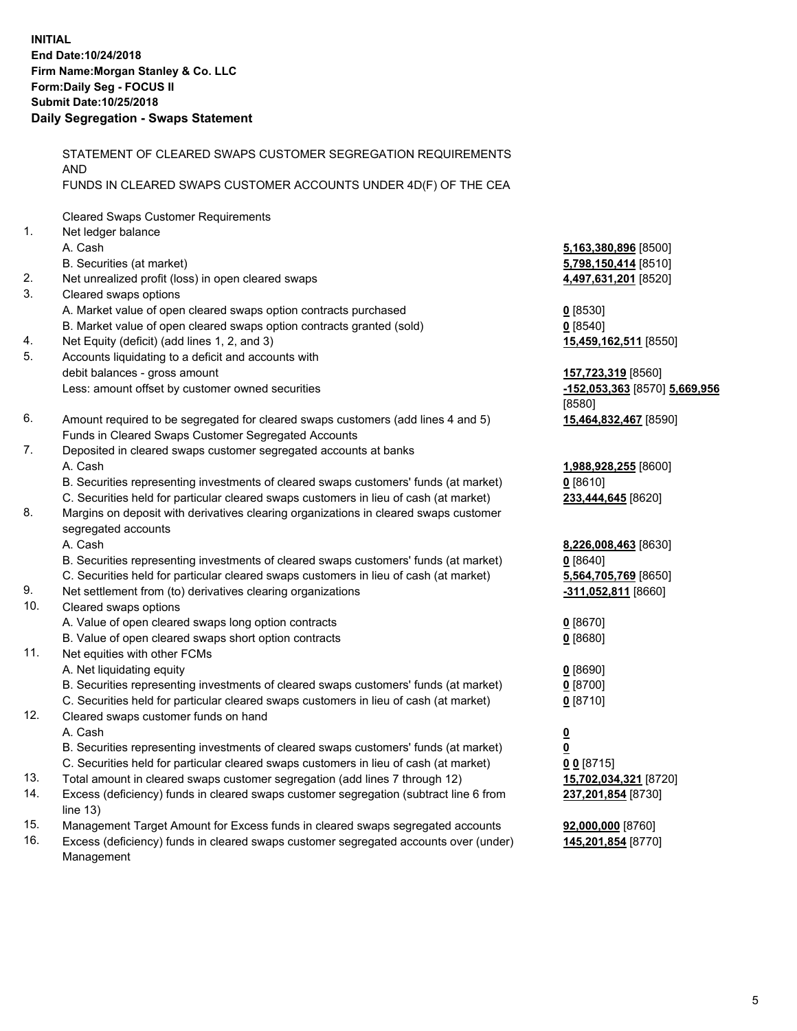**INITIAL**
**End Date:10/24/2018**
**Firm Name:Morgan Stanley & Co. LLC**
**Form:Daily Seg - FOCUS II**
**Submit Date:10/25/2018**
**Daily Segregation - Swaps Statement**

STATEMENT OF CLEARED SWAPS CUSTOMER SEGREGATION REQUIREMENTS AND FUNDS IN CLEARED SWAPS CUSTOMER ACCOUNTS UNDER 4D(F) OF THE CEA

| | | |
|---|---|---|
| | Cleared Swaps Customer Requirements | |
| 1. | Net ledger balance | |
| | A. Cash | **5,163,380,896** [8500] |
| | B. Securities (at market) | **5,798,150,414** [8510] |
| 2. | Net unrealized profit (loss) in open cleared swaps | **4,497,631,201** [8520] |
| 3. | Cleared swaps options | |
| | A. Market value of open cleared swaps option contracts purchased | **0** [8530] |
| | B. Market value of open cleared swaps option contracts granted (sold) | **0** [8540] |
| 4. | Net Equity (deficit) (add lines 1, 2, and 3) | **15,459,162,511** [8550] |
| 5. | Accounts liquidating to a deficit and accounts with debit balances - gross amount | **157,723,319** [8560] |
| | Less: amount offset by customer owned securities | **-152,053,363** [8570] **5,669,956** [8580] |
| 6. | Amount required to be segregated for cleared swaps customers (add lines 4 and 5) | **15,464,832,467** [8590] |
| | Funds in Cleared Swaps Customer Segregated Accounts | |
| 7. | Deposited in cleared swaps customer segregated accounts at banks | |
| | A. Cash | **1,988,928,255** [8600] |
| | B. Securities representing investments of cleared swaps customers' funds (at market) | **0** [8610] |
| | C. Securities held for particular cleared swaps customers in lieu of cash (at market) | **233,444,645** [8620] |
| 8. | Margins on deposit with derivatives clearing organizations in cleared swaps customer segregated accounts | |
| | A. Cash | **8,226,008,463** [8630] |
| | B. Securities representing investments of cleared swaps customers' funds (at market) | **0** [8640] |
| | C. Securities held for particular cleared swaps customers in lieu of cash (at market) | **5,564,705,769** [8650] |
| 9. | Net settlement from (to) derivatives clearing organizations | **-311,052,811** [8660] |
| 10. | Cleared swaps options | |
| | A. Value of open cleared swaps long option contracts | **0** [8670] |
| | B. Value of open cleared swaps short option contracts | **0** [8680] |
| 11. | Net equities with other FCMs | |
| | A. Net liquidating equity | **0** [8690] |
| | B. Securities representing investments of cleared swaps customers' funds (at market) | **0** [8700] |
| | C. Securities held for particular cleared swaps customers in lieu of cash (at market) | **0** [8710] |
| 12. | Cleared swaps customer funds on hand | |
| | A. Cash | **0** |
| | B. Securities representing investments of cleared swaps customers' funds (at market) | **0** |
| | C. Securities held for particular cleared swaps customers in lieu of cash (at market) | **0** **0** [8715] |
| 13. | Total amount in cleared swaps customer segregation (add lines 7 through 12) | **15,702,034,321** [8720] |
| 14. | Excess (deficiency) funds in cleared swaps customer segregation (subtract line 6 from line 13) | **237,201,854** [8730] |
| 15. | Management Target Amount for Excess funds in cleared swaps segregated accounts | **92,000,000** [8760] |
| 16. | Excess (deficiency) funds in cleared swaps customer segregated accounts over (under) Management | **145,201,854** [8770] |